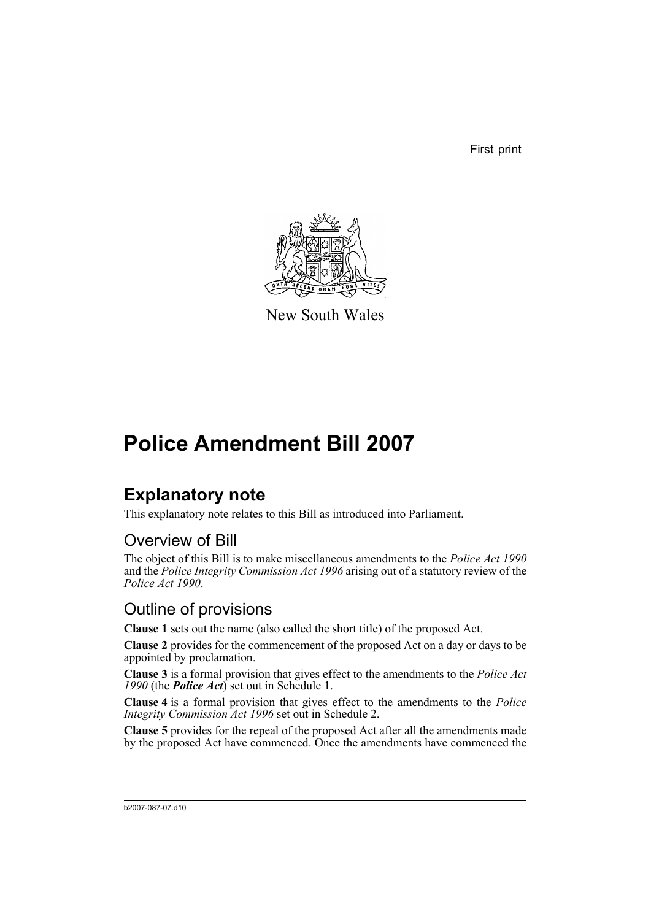First print

New South Wales

# Police Amendment Bill 2007

## Explanatory note

This explanatory note relates to this Bill as introduced into Parliament.

### Overview of Bill

The object of this Bill is to make miscellaneous amendments to the *Police Act 1990* and the *Police Integrity Commission Act 1996* arising out of a statutory review of the *Police Act 1990*.

### Outline of provisions

**Clause 1** sets out the name (also called the short title) of the proposed Act.

**Clause 2** provides for the commencement of the proposed Act on a day or days to be appointed by proclamation.

**Clause 3** is a formal provision that gives effect to the amendments to the *Police Act 1990* (the ***Police Act***) set out in Schedule 1.

**Clause 4** is a formal provision that gives effect to the amendments to the *Police Integrity Commission Act 1996* set out in Schedule 2.

**Clause 5** provides for the repeal of the proposed Act after all the amendments made by the proposed Act have commenced. Once the amendments have commenced the

b2007-087-07.d10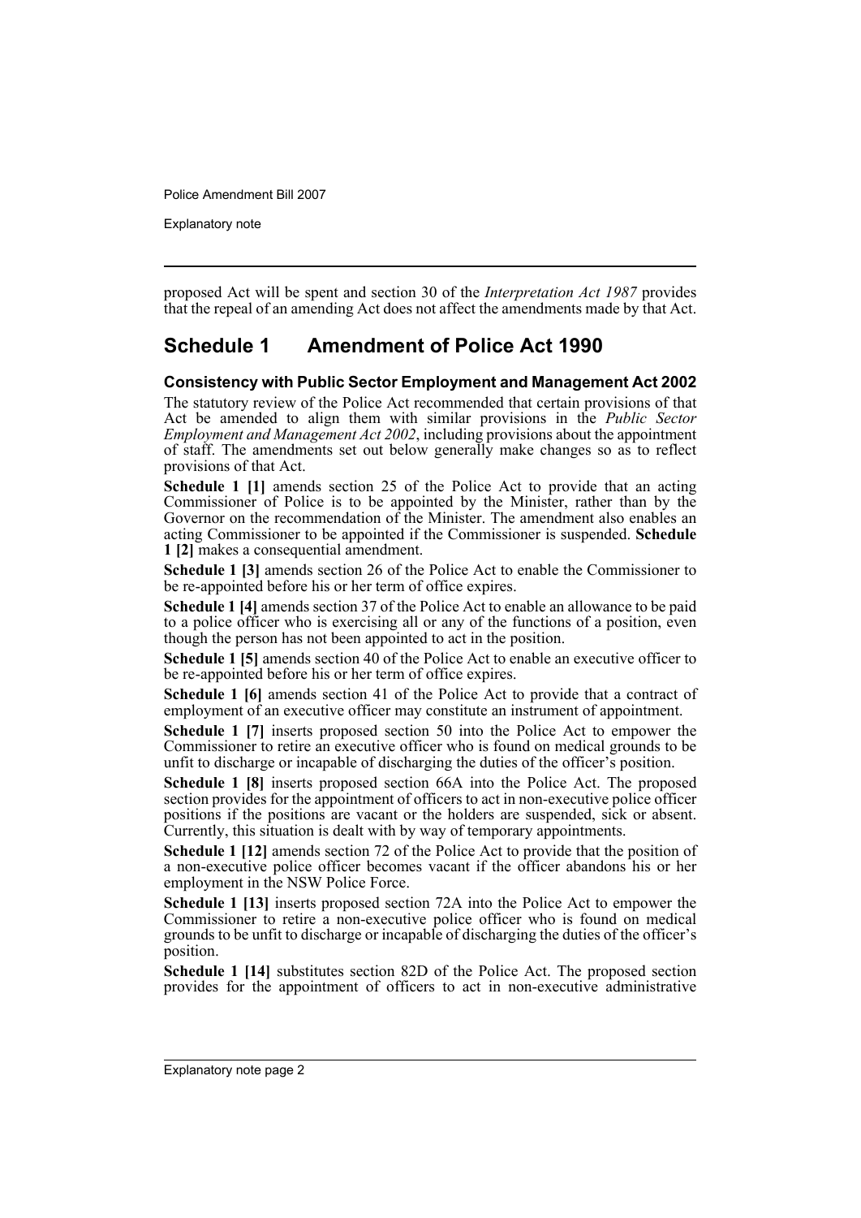proposed Act will be spent and section 30 of the *Interpretation Act 1987* provides that the repeal of an amending Act does not affect the amendments made by that Act.

## Schedule 1 Amendment of Police Act 1990

### Consistency with Public Sector Employment and Management Act 2002

The statutory review of the Police Act recommended that certain provisions of that Act be amended to align them with similar provisions in the *Public Sector Employment and Management Act 2002*, including provisions about the appointment of staff. The amendments set out below generally make changes so as to reflect provisions of that Act.

**Schedule 1 [1]** amends section 25 of the Police Act to provide that an acting Commissioner of Police is to be appointed by the Minister, rather than by the Governor on the recommendation of the Minister. The amendment also enables an acting Commissioner to be appointed if the Commissioner is suspended. **Schedule 1 [2]** makes a consequential amendment.

**Schedule 1 [3]** amends section 26 of the Police Act to enable the Commissioner to be re-appointed before his or her term of office expires.

**Schedule 1 [4]** amends section 37 of the Police Act to enable an allowance to be paid to a police officer who is exercising all or any of the functions of a position, even though the person has not been appointed to act in the position.

**Schedule 1 [5]** amends section 40 of the Police Act to enable an executive officer to be re-appointed before his or her term of office expires.

**Schedule 1 [6]** amends section 41 of the Police Act to provide that a contract of employment of an executive officer may constitute an instrument of appointment.

**Schedule 1 [7]** inserts proposed section 50 into the Police Act to empower the Commissioner to retire an executive officer who is found on medical grounds to be unfit to discharge or incapable of discharging the duties of the officer's position.

**Schedule 1 [8]** inserts proposed section 66A into the Police Act. The proposed section provides for the appointment of officers to act in non-executive police officer positions if the positions are vacant or the holders are suspended, sick or absent. Currently, this situation is dealt with by way of temporary appointments.

**Schedule 1 [12]** amends section 72 of the Police Act to provide that the position of a non-executive police officer becomes vacant if the officer abandons his or her employment in the NSW Police Force.

**Schedule 1 [13]** inserts proposed section 72A into the Police Act to empower the Commissioner to retire a non-executive police officer who is found on medical grounds to be unfit to discharge or incapable of discharging the duties of the officer's position.

**Schedule 1 [14]** substitutes section 82D of the Police Act. The proposed section provides for the appointment of officers to act in non-executive administrative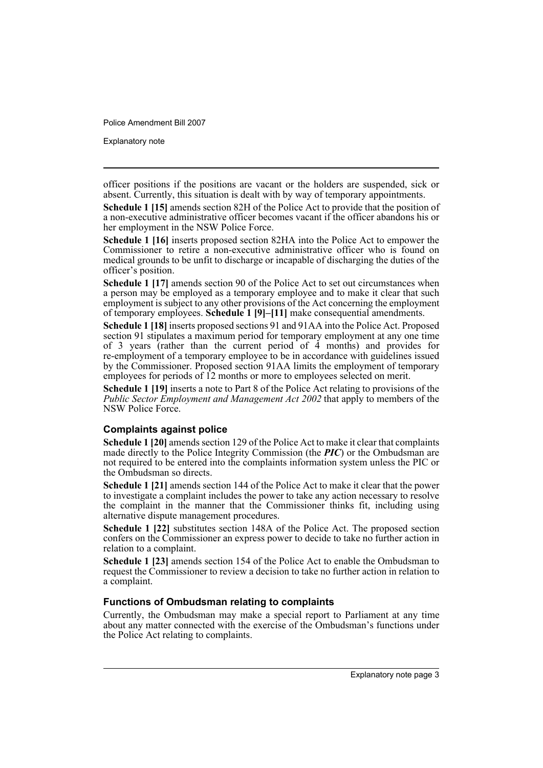officer positions if the positions are vacant or the holders are suspended, sick or absent. Currently, this situation is dealt with by way of temporary appointments.

**Schedule 1 [15]** amends section 82H of the Police Act to provide that the position of a non-executive administrative officer becomes vacant if the officer abandons his or her employment in the NSW Police Force.

**Schedule 1 [16]** inserts proposed section 82HA into the Police Act to empower the Commissioner to retire a non-executive administrative officer who is found on medical grounds to be unfit to discharge or incapable of discharging the duties of the officer's position.

**Schedule 1 [17]** amends section 90 of the Police Act to set out circumstances when a person may be employed as a temporary employee and to make it clear that such employment is subject to any other provisions of the Act concerning the employment of temporary employees. **Schedule 1 [9]–[11]** make consequential amendments.

**Schedule 1 [18]** inserts proposed sections 91 and 91AA into the Police Act. Proposed section 91 stipulates a maximum period for temporary employment at any one time of 3 years (rather than the current period of 4 months) and provides for re-employment of a temporary employee to be in accordance with guidelines issued by the Commissioner. Proposed section 91AA limits the employment of temporary employees for periods of 12 months or more to employees selected on merit.

**Schedule 1 [19]** inserts a note to Part 8 of the Police Act relating to provisions of the *Public Sector Employment and Management Act 2002* that apply to members of the NSW Police Force.

### Complaints against police

**Schedule 1 [20]** amends section 129 of the Police Act to make it clear that complaints made directly to the Police Integrity Commission (the ***PIC***) or the Ombudsman are not required to be entered into the complaints information system unless the PIC or the Ombudsman so directs.

**Schedule 1 [21]** amends section 144 of the Police Act to make it clear that the power to investigate a complaint includes the power to take any action necessary to resolve the complaint in the manner that the Commissioner thinks fit, including using alternative dispute management procedures.

**Schedule 1 [22]** substitutes section 148A of the Police Act. The proposed section confers on the Commissioner an express power to decide to take no further action in relation to a complaint.

**Schedule 1 [23]** amends section 154 of the Police Act to enable the Ombudsman to request the Commissioner to review a decision to take no further action in relation to a complaint.

### Functions of Ombudsman relating to complaints

Currently, the Ombudsman may make a special report to Parliament at any time about any matter connected with the exercise of the Ombudsman's functions under the Police Act relating to complaints.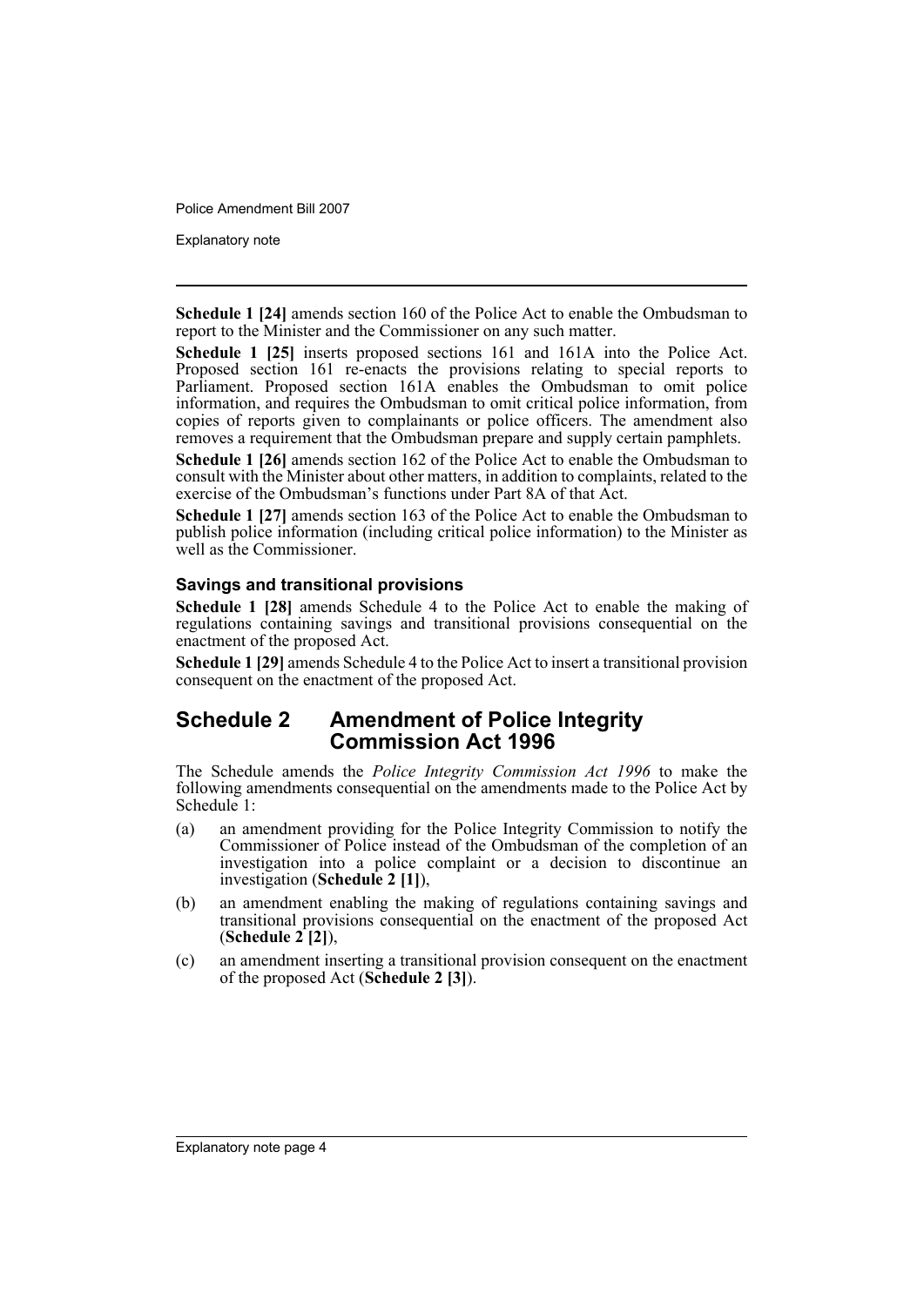**Schedule 1 [24]** amends section 160 of the Police Act to enable the Ombudsman to report to the Minister and the Commissioner on any such matter.

**Schedule 1 [25]** inserts proposed sections 161 and 161A into the Police Act. Proposed section 161 re-enacts the provisions relating to special reports to Parliament. Proposed section 161A enables the Ombudsman to omit police information, and requires the Ombudsman to omit critical police information, from copies of reports given to complainants or police officers. The amendment also removes a requirement that the Ombudsman prepare and supply certain pamphlets.

**Schedule 1 [26]** amends section 162 of the Police Act to enable the Ombudsman to consult with the Minister about other matters, in addition to complaints, related to the exercise of the Ombudsman's functions under Part 8A of that Act.

**Schedule 1 [27]** amends section 163 of the Police Act to enable the Ombudsman to publish police information (including critical police information) to the Minister as well as the Commissioner.

### Savings and transitional provisions

**Schedule 1 [28]** amends Schedule 4 to the Police Act to enable the making of regulations containing savings and transitional provisions consequential on the enactment of the proposed Act.

**Schedule 1 [29]** amends Schedule 4 to the Police Act to insert a transitional provision consequent on the enactment of the proposed Act.

## Schedule 2 Amendment of Police Integrity Commission Act 1996

The Schedule amends the *Police Integrity Commission Act 1996* to make the following amendments consequential on the amendments made to the Police Act by Schedule 1:

(a) an amendment providing for the Police Integrity Commission to notify the Commissioner of Police instead of the Ombudsman of the completion of an investigation into a police complaint or a decision to discontinue an investigation (**Schedule 2 [1]**),

(b) an amendment enabling the making of regulations containing savings and transitional provisions consequential on the enactment of the proposed Act (**Schedule 2 [2]**),

(c) an amendment inserting a transitional provision consequent on the enactment of the proposed Act (**Schedule 2 [3]**).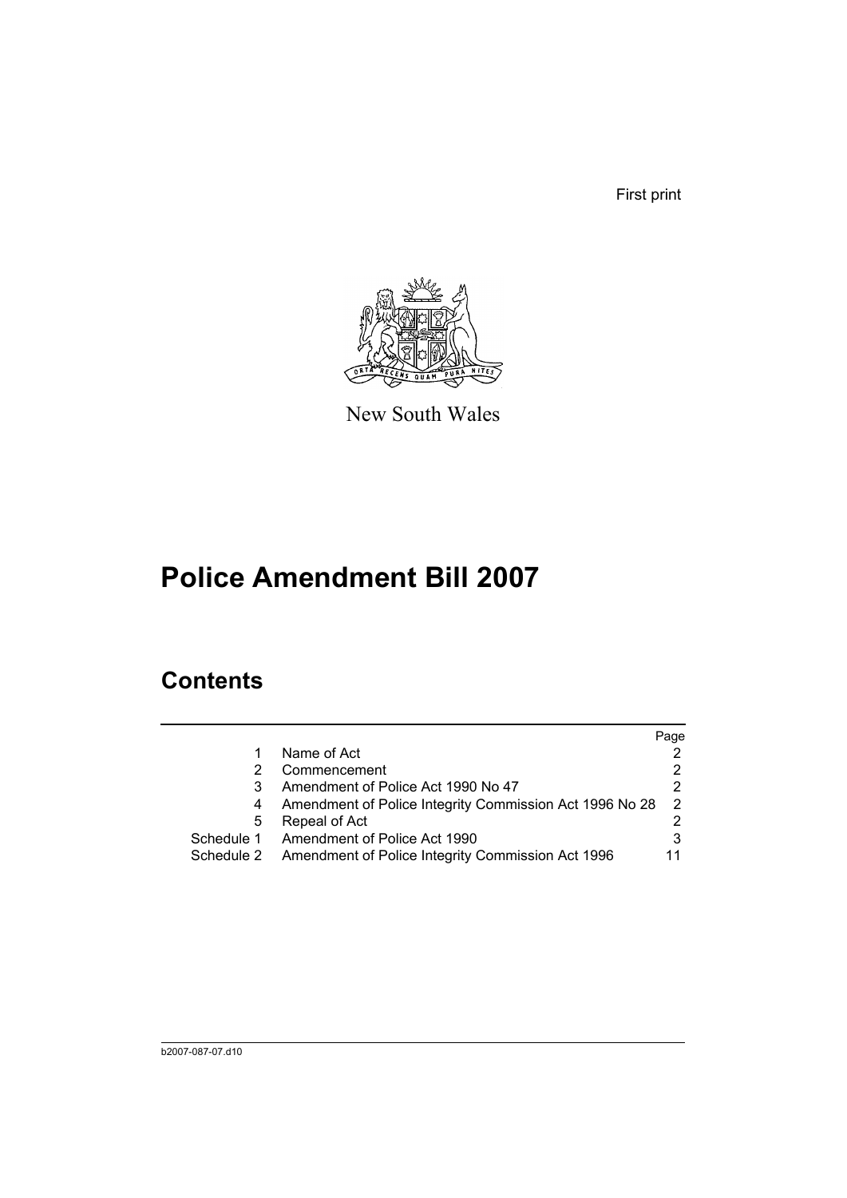First print

New South Wales

# Police Amendment Bill 2007

## Contents

| | | Page |
|---|---|---|
| 1 | Name of Act | 2 |
| 2 | Commencement | 2 |
| 3 | Amendment of Police Act 1990 No 47 | 2 |
| 4 | Amendment of Police Integrity Commission Act 1996 No 28 | 2 |
| 5 | Repeal of Act | 2 |
| Schedule 1 | Amendment of Police Act 1990 | 3 |
| Schedule 2 | Amendment of Police Integrity Commission Act 1996 | 11 |

b2007-087-07.d10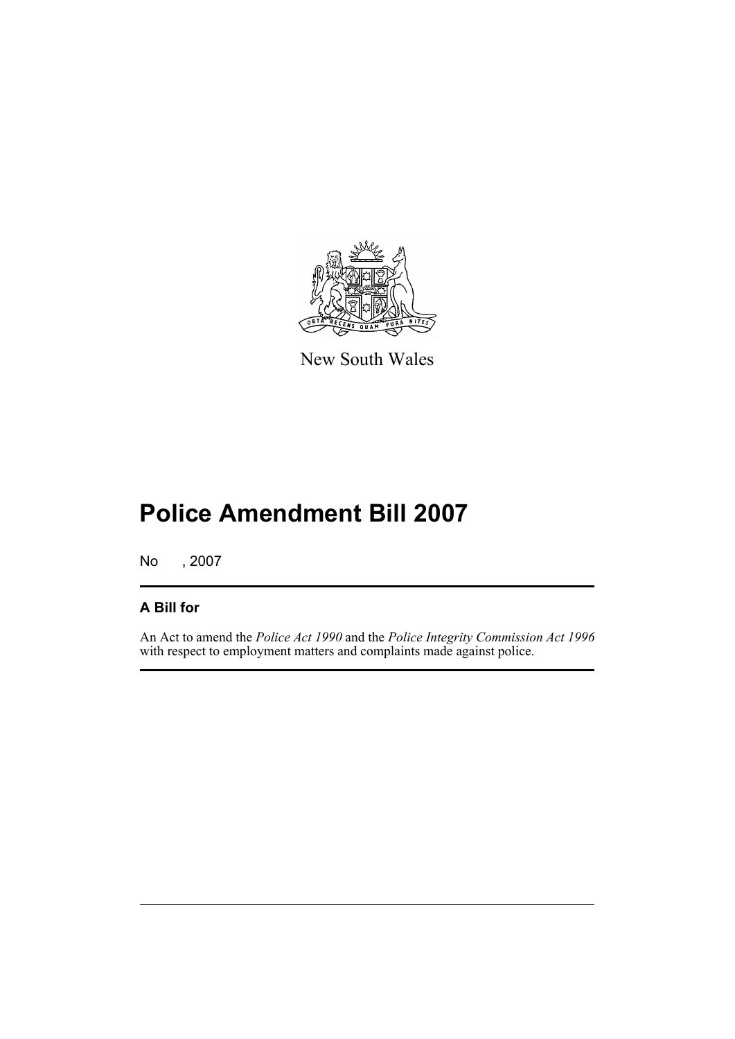New South Wales

# Police Amendment Bill 2007

No , 2007

## A Bill for

An Act to amend the *Police Act 1990* and the *Police Integrity Commission Act 1996* with respect to employment matters and complaints made against police.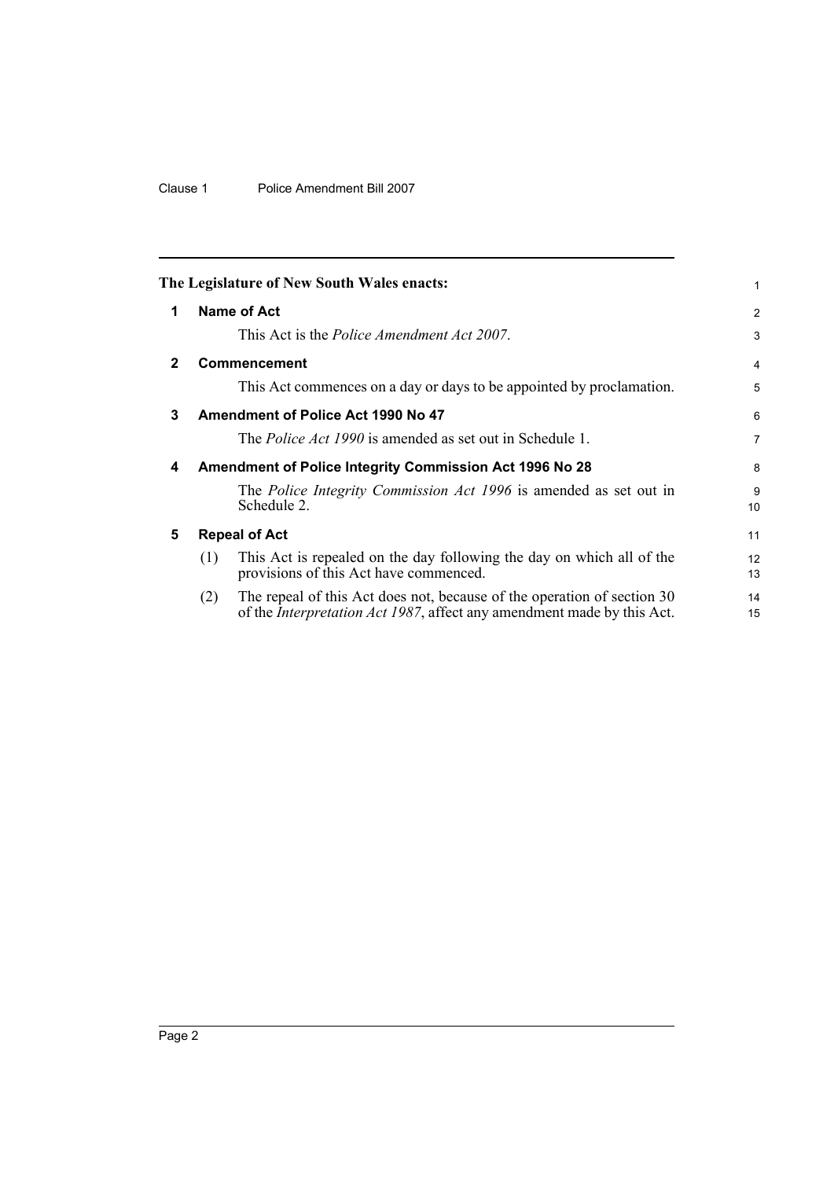**The Legislature of New South Wales enacts:**

## 1 Name of Act

This Act is the *Police Amendment Act 2007*.

## 2 Commencement

This Act commences on a day or days to be appointed by proclamation.

## 3 Amendment of Police Act 1990 No 47

The *Police Act 1990* is amended as set out in Schedule 1.

## 4 Amendment of Police Integrity Commission Act 1996 No 28

The *Police Integrity Commission Act 1996* is amended as set out in Schedule 2.

## 5 Repeal of Act

(1) This Act is repealed on the day following the day on which all of the provisions of this Act have commenced.

(2) The repeal of this Act does not, because of the operation of section 30 of the *Interpretation Act 1987*, affect any amendment made by this Act.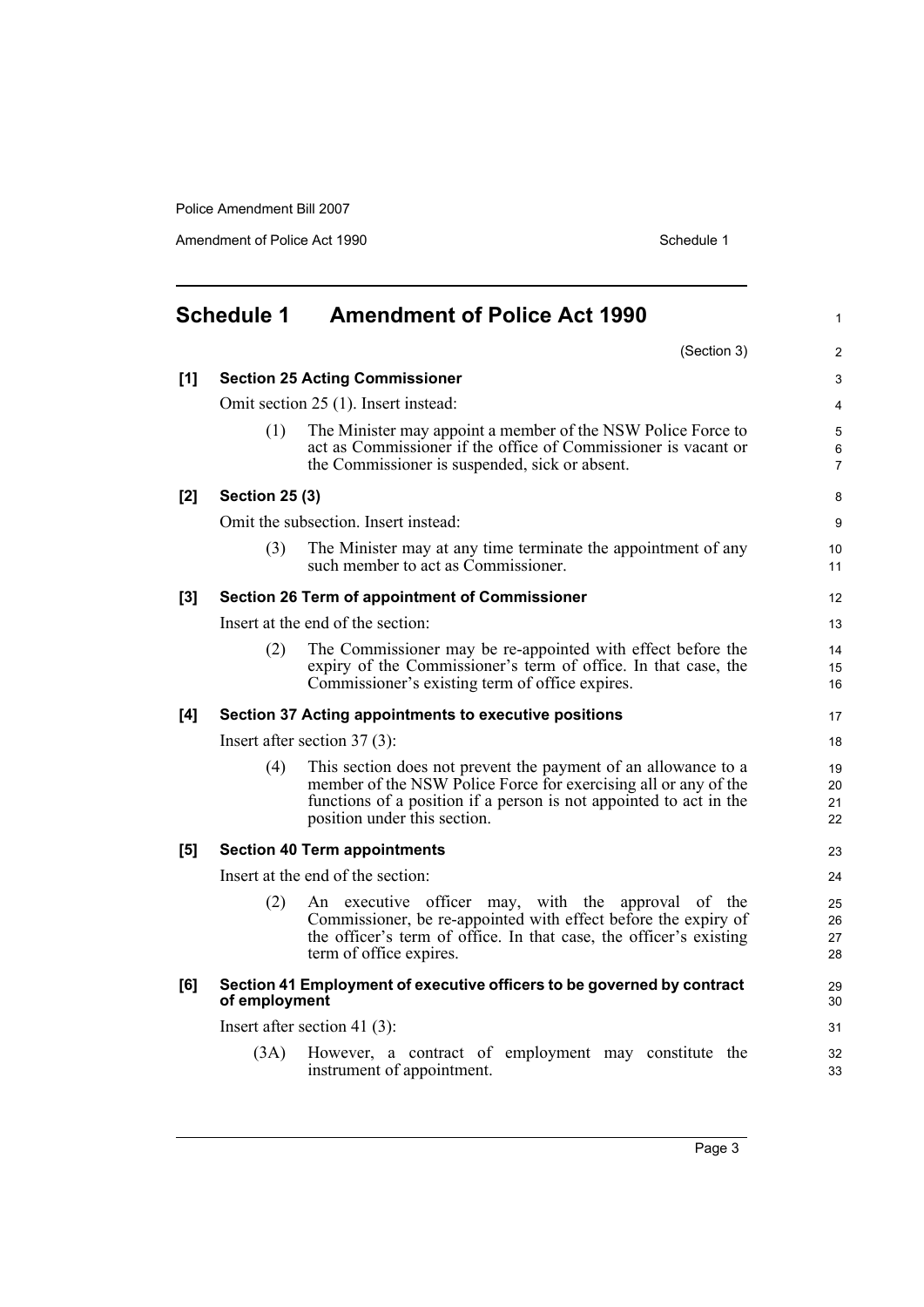## Schedule 1 Amendment of Police Act 1990

(Section 3)

**[1] Section 25 Acting Commissioner**

Omit section 25 (1). Insert instead:

(1) The Minister may appoint a member of the NSW Police Force to act as Commissioner if the office of Commissioner is vacant or the Commissioner is suspended, sick or absent.

**[2] Section 25 (3)**

Omit the subsection. Insert instead:

(3) The Minister may at any time terminate the appointment of any such member to act as Commissioner.

**[3] Section 26 Term of appointment of Commissioner**

Insert at the end of the section:

(2) The Commissioner may be re-appointed with effect before the expiry of the Commissioner's term of office. In that case, the Commissioner's existing term of office expires.

**[4] Section 37 Acting appointments to executive positions**

Insert after section 37 (3):

(4) This section does not prevent the payment of an allowance to a member of the NSW Police Force for exercising all or any of the functions of a position if a person is not appointed to act in the position under this section.

**[5] Section 40 Term appointments**

Insert at the end of the section:

(2) An executive officer may, with the approval of the Commissioner, be re-appointed with effect before the expiry of the officer's term of office. In that case, the officer's existing term of office expires.

**[6] Section 41 Employment of executive officers to be governed by contract of employment**

Insert after section 41 (3):

(3A) However, a contract of employment may constitute the instrument of appointment.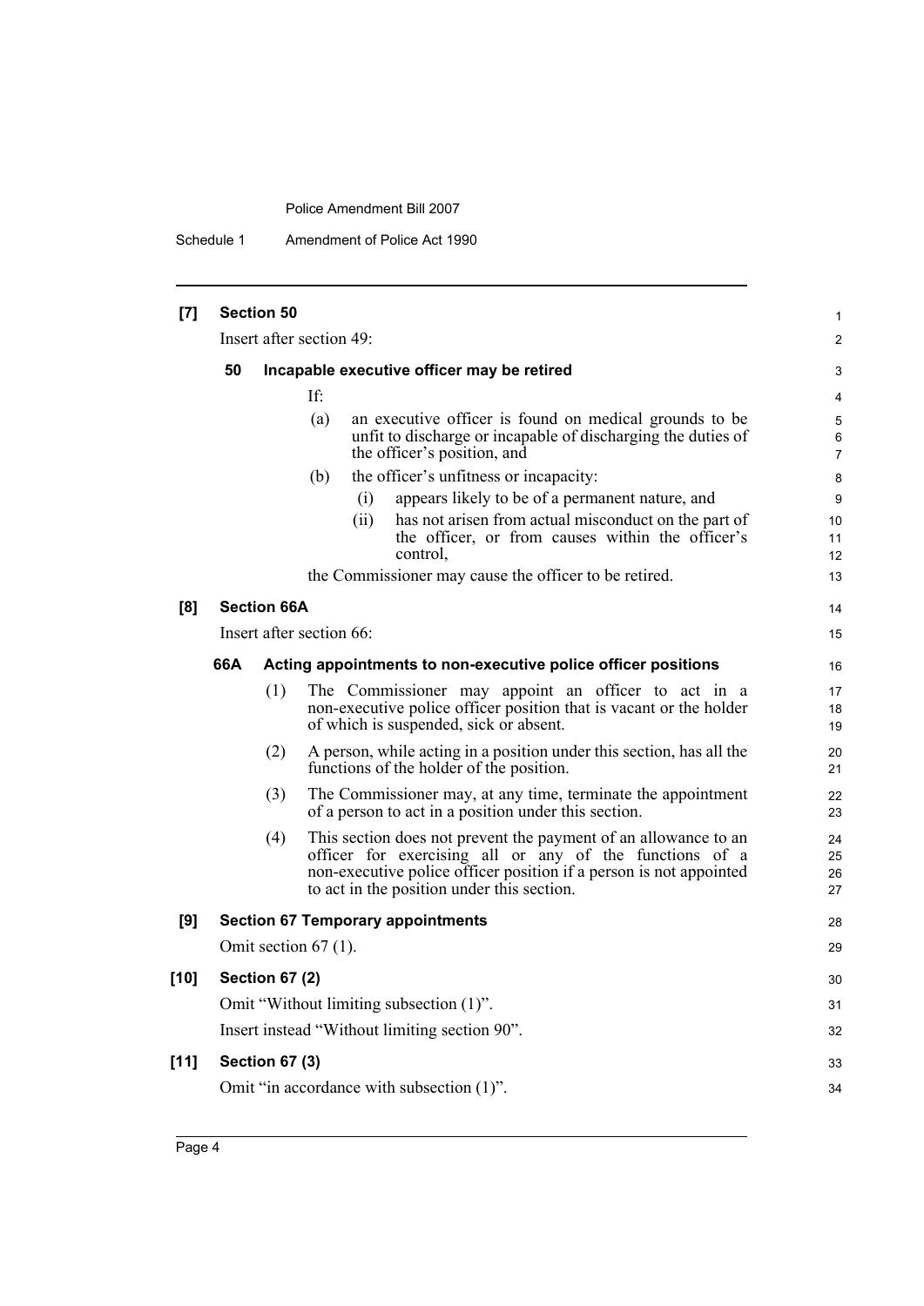**[7] Section 50**

Insert after section 49:

**50 Incapable executive officer may be retired**

If:

(a) an executive officer is found on medical grounds to be unfit to discharge or incapable of discharging the duties of the officer's position, and

(b) the officer's unfitness or incapacity:

(i) appears likely to be of a permanent nature, and

(ii) has not arisen from actual misconduct on the part of the officer, or from causes within the officer's control,

the Commissioner may cause the officer to be retired.

**[8] Section 66A**

Insert after section 66:

**66A Acting appointments to non-executive police officer positions**

(1) The Commissioner may appoint an officer to act in a non-executive police officer position that is vacant or the holder of which is suspended, sick or absent.

(2) A person, while acting in a position under this section, has all the functions of the holder of the position.

(3) The Commissioner may, at any time, terminate the appointment of a person to act in a position under this section.

(4) This section does not prevent the payment of an allowance to an officer for exercising all or any of the functions of a non-executive police officer position if a person is not appointed to act in the position under this section.

**[9] Section 67 Temporary appointments**

Omit section 67 (1).

**[10] Section 67 (2)**

Omit "Without limiting subsection (1)".

Insert instead "Without limiting section 90".

**[11] Section 67 (3)**

Omit "in accordance with subsection (1)".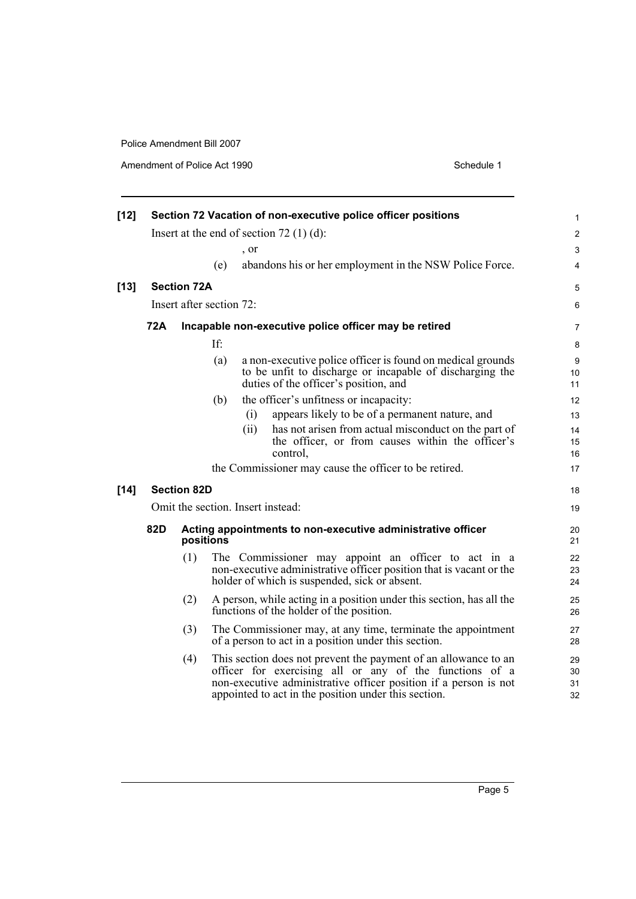**[12] Section 72 Vacation of non-executive police officer positions**

Insert at the end of section 72 (1) (d):

, or

(e) abandons his or her employment in the NSW Police Force.

**[13] Section 72A**

Insert after section 72:

**72A Incapable non-executive police officer may be retired**

If:

(a) a non-executive police officer is found on medical grounds to be unfit to discharge or incapable of discharging the duties of the officer's position, and

(b) the officer's unfitness or incapacity:

(i) appears likely to be of a permanent nature, and

(ii) has not arisen from actual misconduct on the part of the officer, or from causes within the officer's control,

the Commissioner may cause the officer to be retired.

**[14] Section 82D**

Omit the section. Insert instead:

**82D Acting appointments to non-executive administrative officer positions**

(1) The Commissioner may appoint an officer to act in a non-executive administrative officer position that is vacant or the holder of which is suspended, sick or absent.

(2) A person, while acting in a position under this section, has all the functions of the holder of the position.

(3) The Commissioner may, at any time, terminate the appointment of a person to act in a position under this section.

(4) This section does not prevent the payment of an allowance to an officer for exercising all or any of the functions of a non-executive administrative officer position if a person is not appointed to act in the position under this section.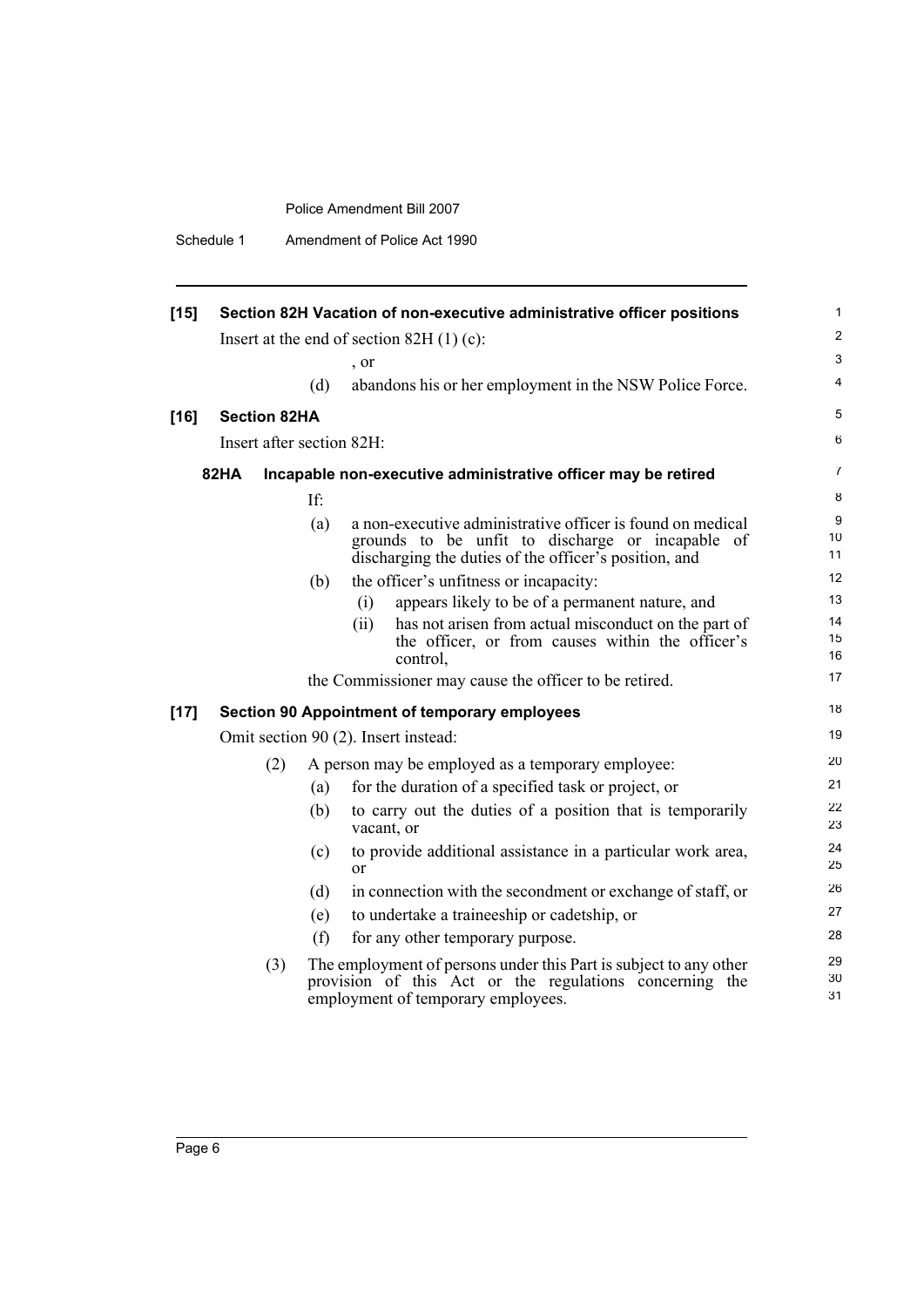**[15] Section 82H Vacation of non-executive administrative officer positions**

Insert at the end of section 82H (1) (c):

, or

(d) abandons his or her employment in the NSW Police Force.

**[16] Section 82HA**

Insert after section 82H:

**82HA Incapable non-executive administrative officer may be retired**

If:

(a) a non-executive administrative officer is found on medical grounds to be unfit to discharge or incapable of discharging the duties of the officer's position, and

(b) the officer's unfitness or incapacity:

(i) appears likely to be of a permanent nature, and

(ii) has not arisen from actual misconduct on the part of the officer, or from causes within the officer's control,

the Commissioner may cause the officer to be retired.

**[17] Section 90 Appointment of temporary employees**

Omit section 90 (2). Insert instead:

(2) A person may be employed as a temporary employee:

(a) for the duration of a specified task or project, or

(b) to carry out the duties of a position that is temporarily vacant, or

(c) to provide additional assistance in a particular work area, or

(d) in connection with the secondment or exchange of staff, or

(e) to undertake a traineeship or cadetship, or

(f) for any other temporary purpose.

(3) The employment of persons under this Part is subject to any other provision of this Act or the regulations concerning the employment of temporary employees.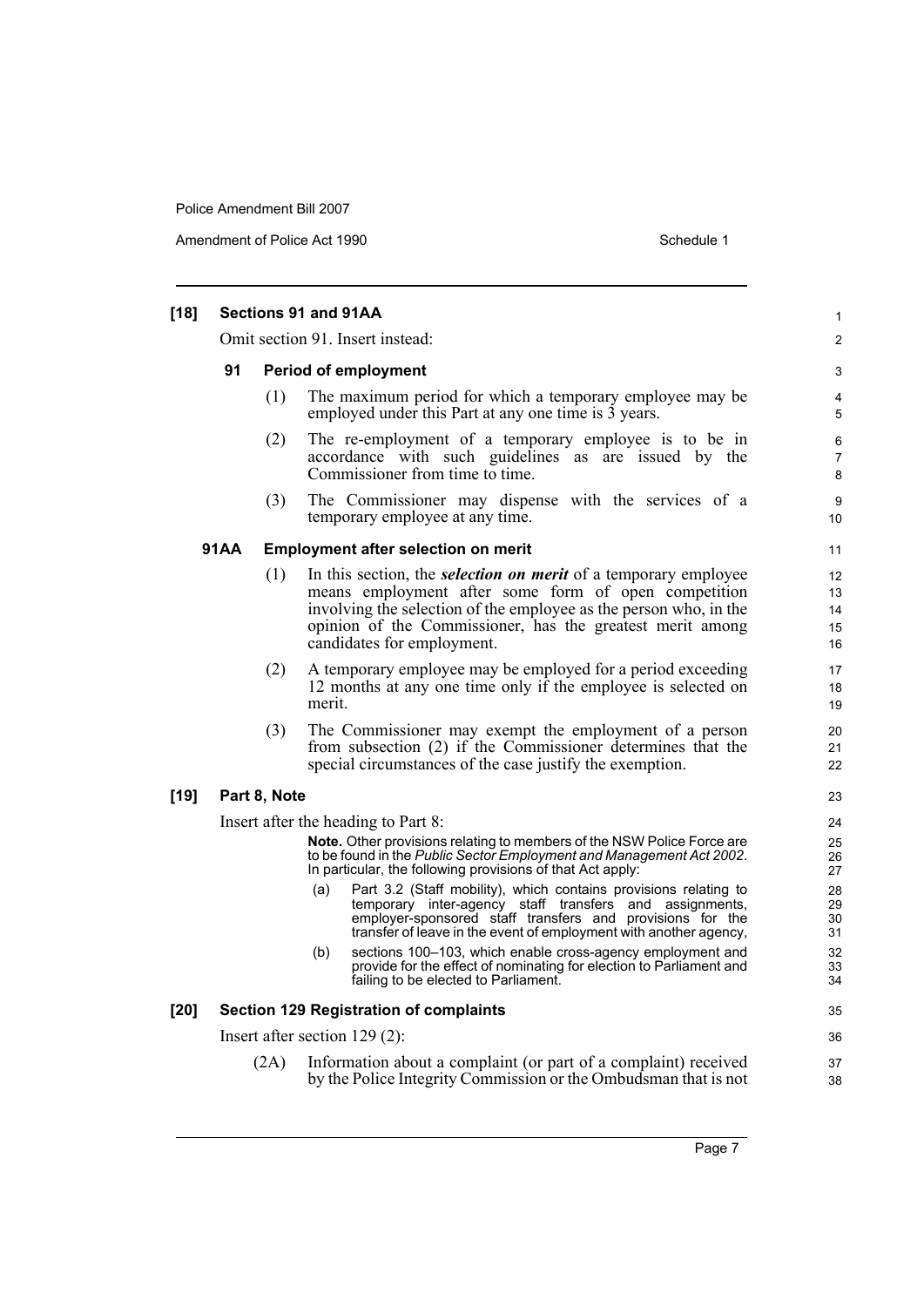**[18] Sections 91 and 91AA**

Omit section 91. Insert instead:

**91 Period of employment**

(1) The maximum period for which a temporary employee may be employed under this Part at any one time is 3 years.

(2) The re-employment of a temporary employee is to be in accordance with such guidelines as are issued by the Commissioner from time to time.

(3) The Commissioner may dispense with the services of a temporary employee at any time.

**91AA Employment after selection on merit**

(1) In this section, the ***selection on merit*** of a temporary employee means employment after some form of open competition involving the selection of the employee as the person who, in the opinion of the Commissioner, has the greatest merit among candidates for employment.

(2) A temporary employee may be employed for a period exceeding 12 months at any one time only if the employee is selected on merit.

(3) The Commissioner may exempt the employment of a person from subsection (2) if the Commissioner determines that the special circumstances of the case justify the exemption.

**[19] Part 8, Note**

Insert after the heading to Part 8:

**Note.** Other provisions relating to members of the NSW Police Force are to be found in the *Public Sector Employment and Management Act 2002*. In particular, the following provisions of that Act apply:

(a) Part 3.2 (Staff mobility), which contains provisions relating to temporary inter-agency staff transfers and assignments, employer-sponsored staff transfers and provisions for the transfer of leave in the event of employment with another agency,

(b) sections 100–103, which enable cross-agency employment and provide for the effect of nominating for election to Parliament and failing to be elected to Parliament.

**[20] Section 129 Registration of complaints**

Insert after section 129 (2):

(2A) Information about a complaint (or part of a complaint) received by the Police Integrity Commission or the Ombudsman that is not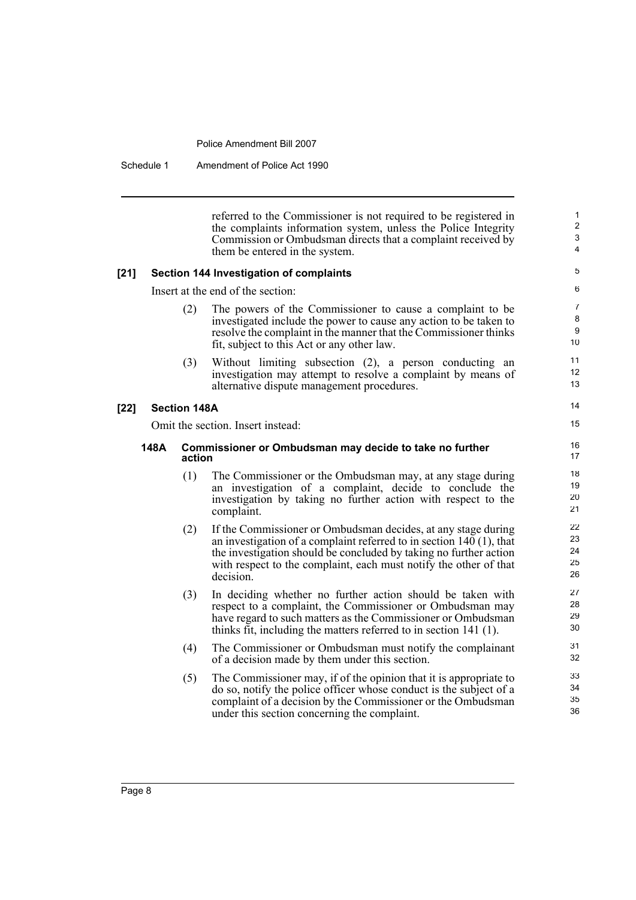referred to the Commissioner is not required to be registered in the complaints information system, unless the Police Integrity Commission or Ombudsman directs that a complaint received by them be entered in the system.

**[21] Section 144 Investigation of complaints**

Insert at the end of the section:

(2) The powers of the Commissioner to cause a complaint to be investigated include the power to cause any action to be taken to resolve the complaint in the manner that the Commissioner thinks fit, subject to this Act or any other law.

(3) Without limiting subsection (2), a person conducting an investigation may attempt to resolve a complaint by means of alternative dispute management procedures.

**[22] Section 148A**

Omit the section. Insert instead:

**148A Commissioner or Ombudsman may decide to take no further action**

(1) The Commissioner or the Ombudsman may, at any stage during an investigation of a complaint, decide to conclude the investigation by taking no further action with respect to the complaint.

(2) If the Commissioner or Ombudsman decides, at any stage during an investigation of a complaint referred to in section 140 (1), that the investigation should be concluded by taking no further action with respect to the complaint, each must notify the other of that decision.

(3) In deciding whether no further action should be taken with respect to a complaint, the Commissioner or Ombudsman may have regard to such matters as the Commissioner or Ombudsman thinks fit, including the matters referred to in section 141 (1).

(4) The Commissioner or Ombudsman must notify the complainant of a decision made by them under this section.

(5) The Commissioner may, if of the opinion that it is appropriate to do so, notify the police officer whose conduct is the subject of a complaint of a decision by the Commissioner or the Ombudsman under this section concerning the complaint.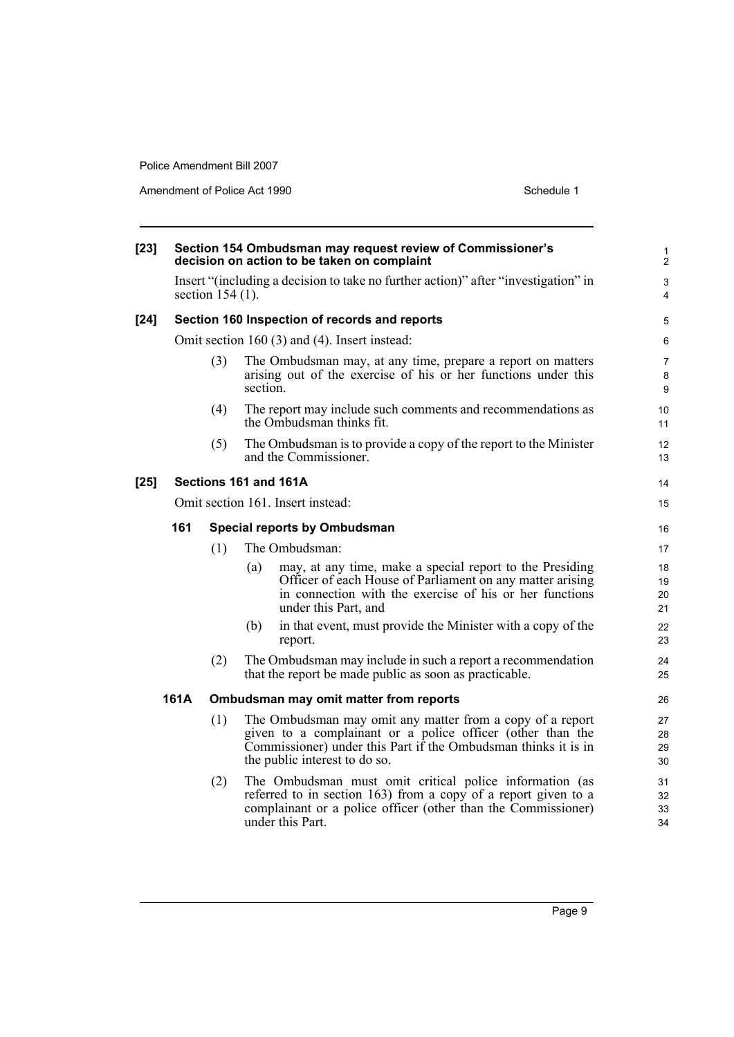**[23] Section 154 Ombudsman may request review of Commissioner's decision on action to be taken on complaint**

Insert "(including a decision to take no further action)" after "investigation" in section 154 (1).

**[24] Section 160 Inspection of records and reports**

Omit section 160 (3) and (4). Insert instead:

(3) The Ombudsman may, at any time, prepare a report on matters arising out of the exercise of his or her functions under this section.

(4) The report may include such comments and recommendations as the Ombudsman thinks fit.

(5) The Ombudsman is to provide a copy of the report to the Minister and the Commissioner.

**[25] Sections 161 and 161A**

Omit section 161. Insert instead:

**161 Special reports by Ombudsman**

(1) The Ombudsman:

(a) may, at any time, make a special report to the Presiding Officer of each House of Parliament on any matter arising in connection with the exercise of his or her functions under this Part, and

(b) in that event, must provide the Minister with a copy of the report.

(2) The Ombudsman may include in such a report a recommendation that the report be made public as soon as practicable.

**161A Ombudsman may omit matter from reports**

(1) The Ombudsman may omit any matter from a copy of a report given to a complainant or a police officer (other than the Commissioner) under this Part if the Ombudsman thinks it is in the public interest to do so.

(2) The Ombudsman must omit critical police information (as referred to in section 163) from a copy of a report given to a complainant or a police officer (other than the Commissioner) under this Part.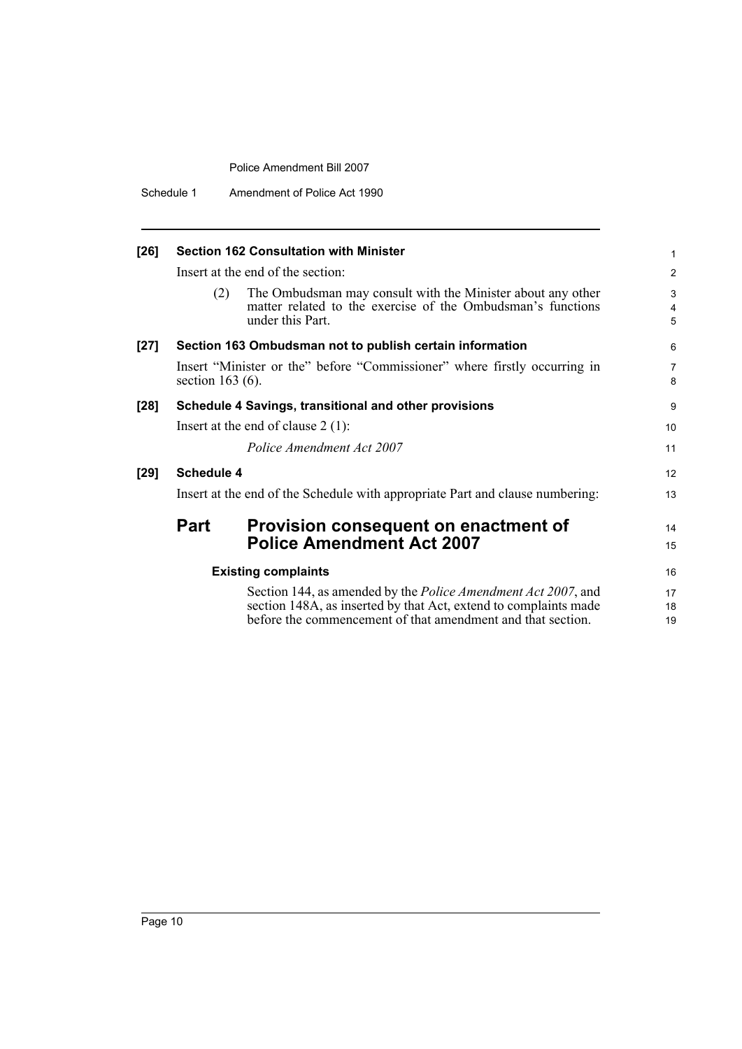**[26] Section 162 Consultation with Minister**

Insert at the end of the section:

(2) The Ombudsman may consult with the Minister about any other matter related to the exercise of the Ombudsman's functions under this Part.

**[27] Section 163 Ombudsman not to publish certain information**

Insert "Minister or the" before "Commissioner" where firstly occurring in section 163 (6).

**[28] Schedule 4 Savings, transitional and other provisions**

Insert at the end of clause 2 (1):

*Police Amendment Act 2007*

**[29] Schedule 4**

Insert at the end of the Schedule with appropriate Part and clause numbering:

## Part Provision consequent on enactment of Police Amendment Act 2007

### Existing complaints

Section 144, as amended by the *Police Amendment Act 2007*, and section 148A, as inserted by that Act, extend to complaints made before the commencement of that amendment and that section.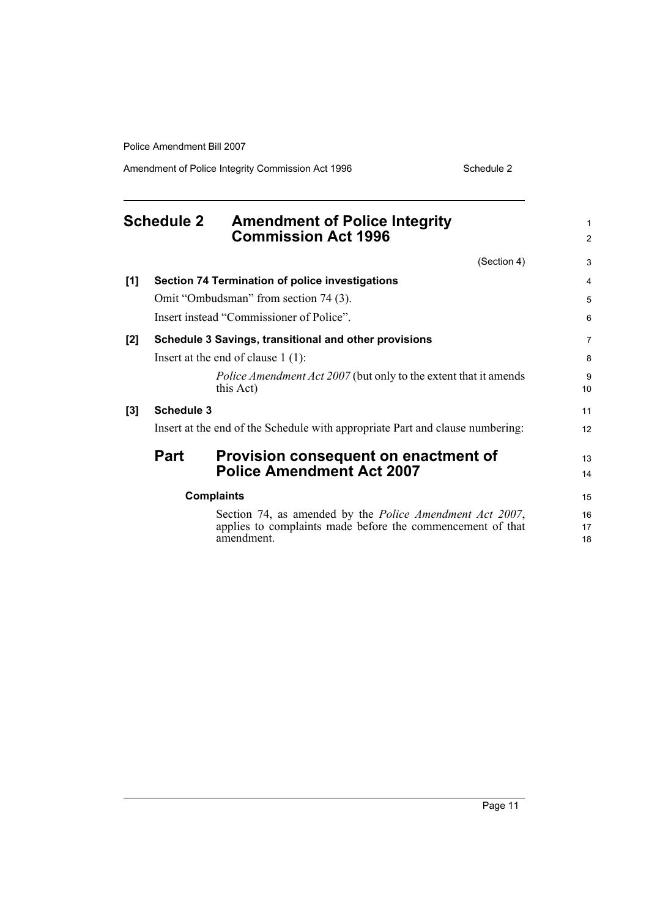## Schedule 2 Amendment of Police Integrity Commission Act 1996

(Section 4)

**[1] Section 74 Termination of police investigations**

Omit "Ombudsman" from section 74 (3).

Insert instead "Commissioner of Police".

**[2] Schedule 3 Savings, transitional and other provisions**

Insert at the end of clause 1 (1):

*Police Amendment Act 2007* (but only to the extent that it amends this Act)

**[3] Schedule 3**

Insert at the end of the Schedule with appropriate Part and clause numbering:

### Part Provision consequent on enactment of Police Amendment Act 2007

**Complaints**

Section 74, as amended by the *Police Amendment Act 2007*, applies to complaints made before the commencement of that amendment.